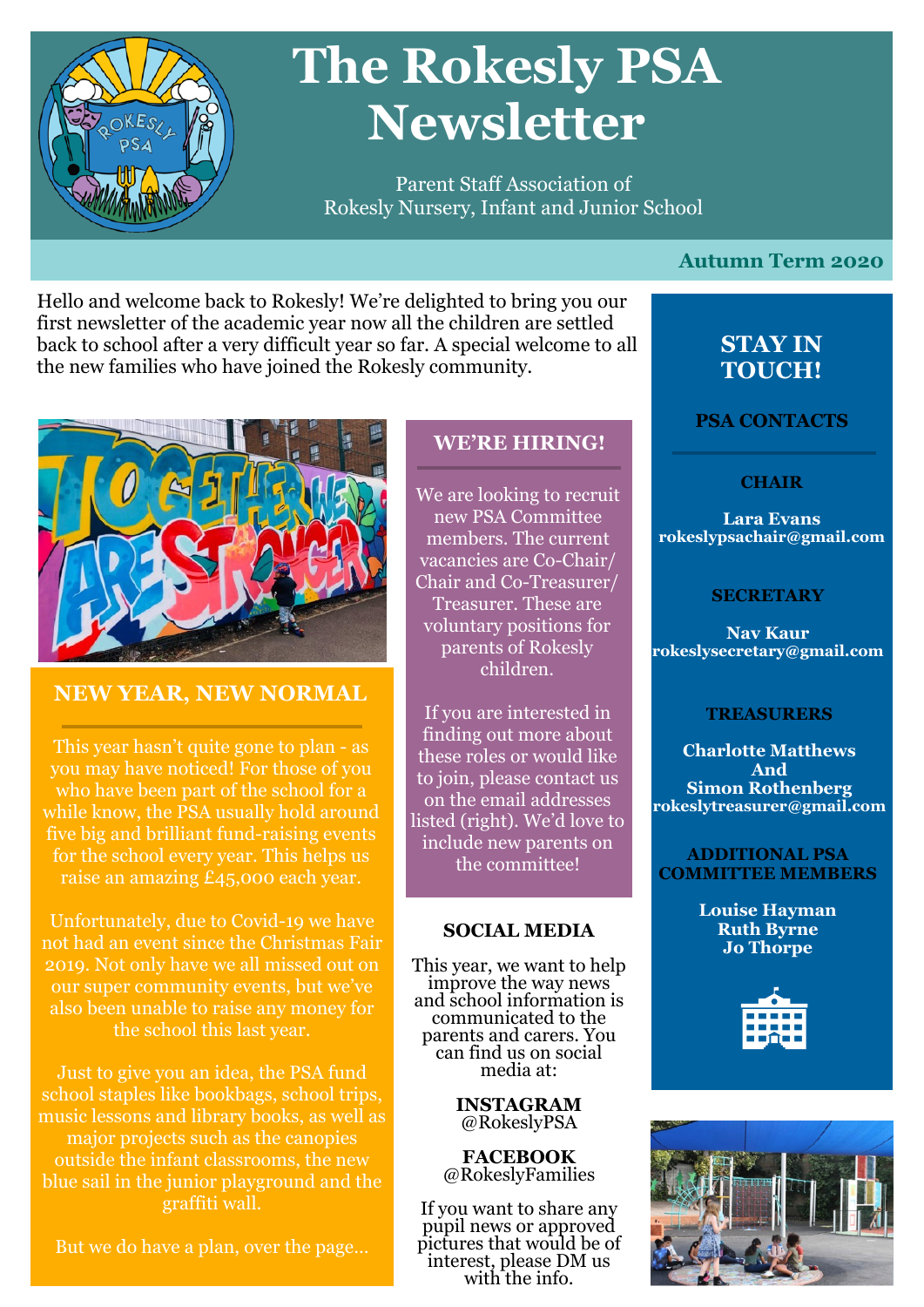# The Rokesly PSA Newsletter

Parent Staff Association of
Rokesly Nursery, Infant and Junior School

**Autumn Term 2020**

Hello and welcome back to Rokesly! We're delighted to bring you our first newsletter of the academic year now all the children are settled back to school after a very difficult year so far. A special welcome to all the new families who have joined the Rokesly community.

## NEW YEAR, NEW NORMAL

This year hasn't quite gone to plan - as you may have noticed! For those of you who have been part of the school for a while know, the PSA usually hold around five big and brilliant fund-raising events for the school every year. This helps us raise an amazing £45,000 each year.

Unfortunately, due to Covid-19 we have not had an event since the Christmas Fair 2019. Not only have we all missed out on our super community events, but we've also been unable to raise any money for the school this last year.

Just to give you an idea, the PSA fund school staples like bookbags, school trips, music lessons and library books, as well as major projects such as the canopies outside the infant classrooms, the new blue sail in the junior playground and the graffiti wall.

But we do have a plan, over the page…

## WE'RE HIRING!

We are looking to recruit new PSA Committee members. The current vacancies are Co-Chair/ Chair and Co-Treasurer/ Treasurer. These are voluntary positions for parents of Rokesly children.

If you are interested in finding out more about these roles or would like to join, please contact us on the email addresses listed (right). We'd love to include new parents on the committee!

## SOCIAL MEDIA

This year, we want to help improve the way news and school information is communicated to the parents and carers. You can find us on social media at:

**INSTAGRAM**
@RokeslyPSA

**FACEBOOK**
@RokeslyFamilies

If you want to share any pupil news or approved pictures that would be of interest, please DM us with the info.

## STAY IN TOUCH!

### PSA CONTACTS

**CHAIR**

**Lara Evans**
**rokeslypsachair@gmail.com**

**SECRETARY**

**Nav Kaur**
**rokeslysecretary@gmail.com**

**TREASURERS**

**Charlotte Matthews**
**And**
**Simon Rothenberg**
**rokeslytreasurer@gmail.com**

**ADDITIONAL PSA COMMITTEE MEMBERS**

**Louise Hayman**
**Ruth Byrne**
**Jo Thorpe**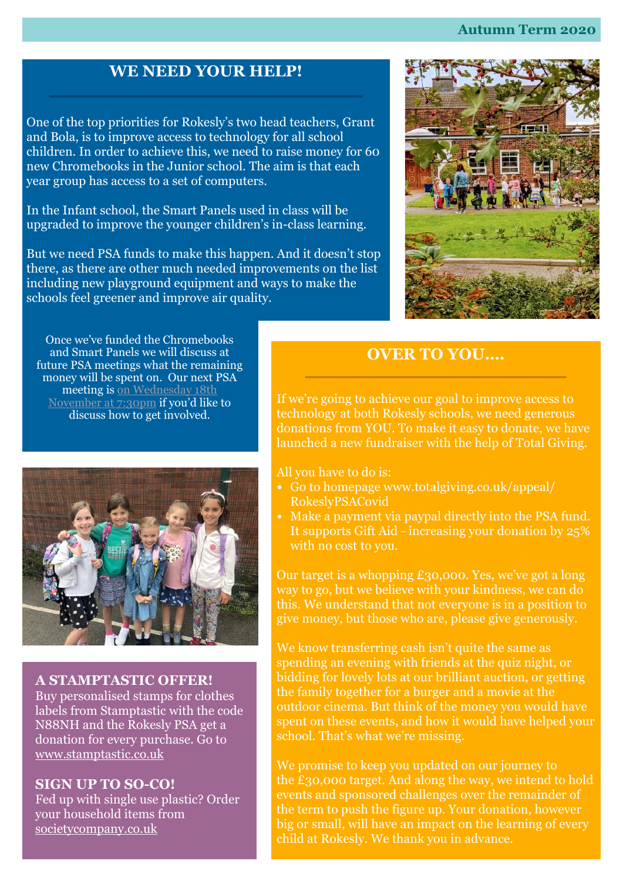Autumn Term 2020

## WE NEED YOUR HELP!

One of the top priorities for Rokesly's two head teachers, Grant and Bola, is to improve access to technology for all school children. In order to achieve this, we need to raise money for 60 new Chromebooks in the Junior school. The aim is that each year group has access to a set of computers.

In the Infant school, the Smart Panels used in class will be upgraded to improve the younger children's in-class learning.

But we need PSA funds to make this happen. And it doesn't stop there, as there are other much needed improvements on the list including new playground equipment and ways to make the schools feel greener and improve air quality.

Once we've funded the Chromebooks and Smart Panels we will discuss at future PSA meetings what the remaining money will be spent on. Our next PSA meeting is on Wednesday 18th November at 7:30pm if you'd like to discuss how to get involved.

## OVER TO YOU....

If we're going to achieve our goal to improve access to technology at both Rokesly schools, we need generous donations from YOU. To make it easy to donate, we have launched a new fundraiser with the help of Total Giving.

All you have to do is:

- Go to homepage www.totalgiving.co.uk/appeal/RokeslyPSACovid
- Make a payment via paypal directly into the PSA fund. It supports Gift Aid - increasing your donation by 25% with no cost to you.

Our target is a whopping £30,000. Yes, we've got a long way to go, but we believe with your kindness, we can do this. We understand that not everyone is in a position to give money, but those who are, please give generously.

We know transferring cash isn't quite the same as spending an evening with friends at the quiz night, or bidding for lovely lots at our brilliant auction, or getting the family together for a burger and a movie at the outdoor cinema. But think of the money you would have spent on these events, and how it would have helped your school. That's what we're missing.

We promise to keep you updated on our journey to the £30,000 target. And along the way, we intend to hold events and sponsored challenges over the remainder of the term to push the figure up. Your donation, however big or small, will have an impact on the learning of every child at Rokesly. We thank you in advance.

### A STAMPTASTIC OFFER!

Buy personalised stamps for clothes labels from Stamptastic with the code N88NH and the Rokesly PSA get a donation for every purchase. Go to www.stamptastic.co.uk

### SIGN UP TO SO-CO!

Fed up with single use plastic? Order your household items from societycompany.co.uk